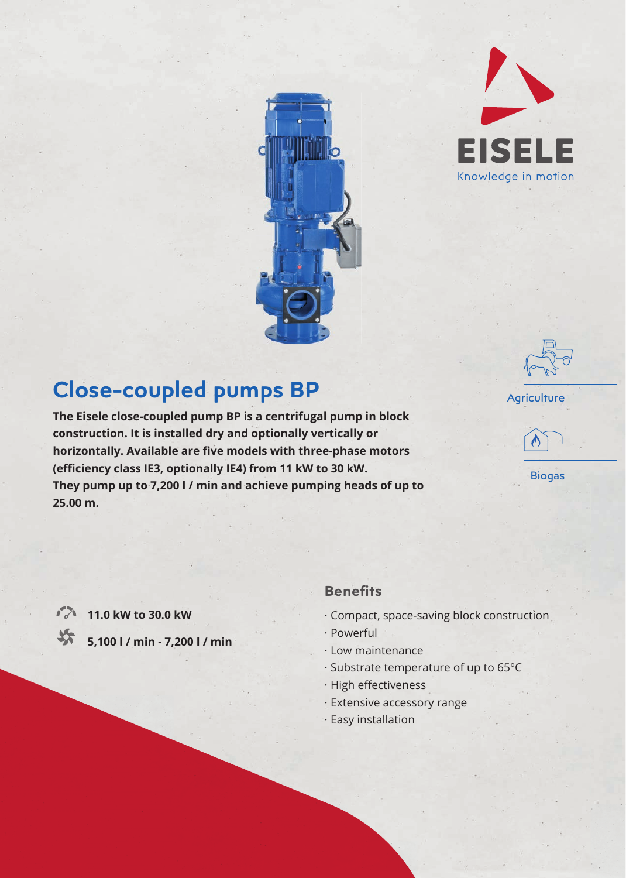EISELE

Knowledge in motion

# Close-coupled pumps BP

**The Eisele close-coupled pump BP is a centrifugal pump in block construction. It is installed dry and optionally vertically or horizontally. Available are five models with three-phase motors (efficiency class IE3, optionally IE4) from 11 kW to 30 kW. They pump up to 7,200 l / min and achieve pumping heads of up to 25.00 m.**

Agriculture

Biogas

**11.0 kW to 30.0 kW**

**5,100 l / min - 7,200 l / min**

## Benefits

- Compact, space-saving block construction
- Powerful
- Low maintenance
- Substrate temperature of up to 65°C
- High effectiveness
- Extensive accessory range
- Easy installation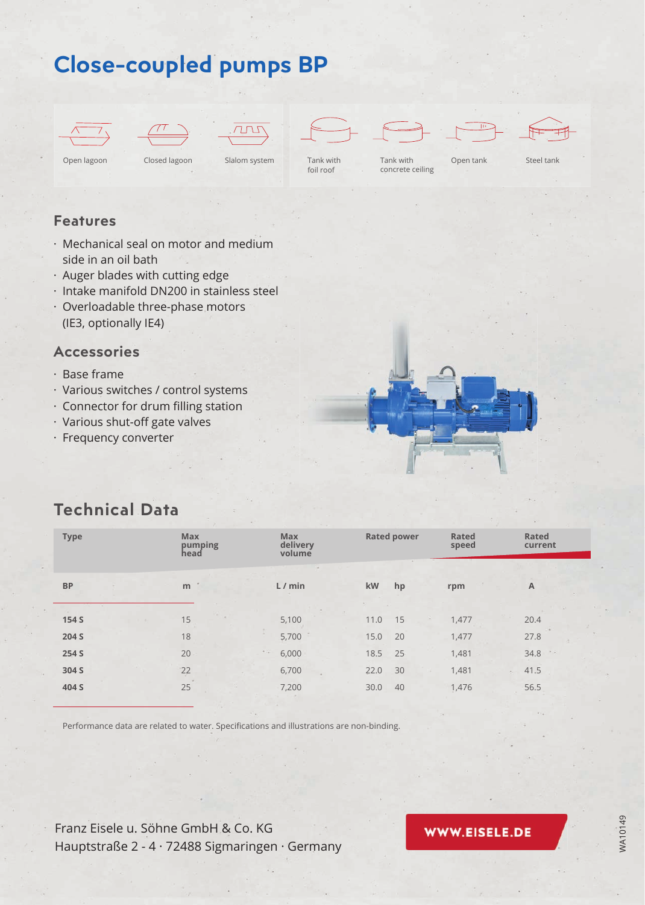# Close-coupled pumps BP

Open lagoon

Closed lagoon

Slalom system

Tank with foil roof

Tank with concrete ceiling

Open tank

Steel tank

## Features

- Mechanical seal on motor and medium side in an oil bath
- Auger blades with cutting edge
- Intake manifold DN200 in stainless steel
- Overloadable three-phase motors (IE3, optionally IE4)

## Accessories

- Base frame
- Various switches / control systems
- Connector for drum filling station
- Various shut-off gate valves
- Frequency converter

## Technical Data

| Type | Max pumping head | Max delivery volume | Rated power | | Rated speed | Rated current |
|---|---|---|---|---|---|---|
| BP | m | L / min | kW | hp | rpm | A |
| 154 S | 15 | 5,100 | 11.0 | 15 | 1,477 | 20.4 |
| 204 S | 18 | 5,700 | 15.0 | 20 | 1,477 | 27.8 |
| 254 S | 20 | 6,000 | 18.5 | 25 | 1,481 | 34.8 |
| 304 S | 22 | 6,700 | 22.0 | 30 | 1,481 | 41.5 |
| 404 S | 25 | 7,200 | 30.0 | 40 | 1,476 | 56.5 |

Performance data are related to water. Specifications and illustrations are non-binding.

Franz Eisele u. Söhne GmbH & Co. KG
Hauptstraße 2 - 4 · 72488 Sigmaringen · Germany

WWW.EISELE.DE

WA10149